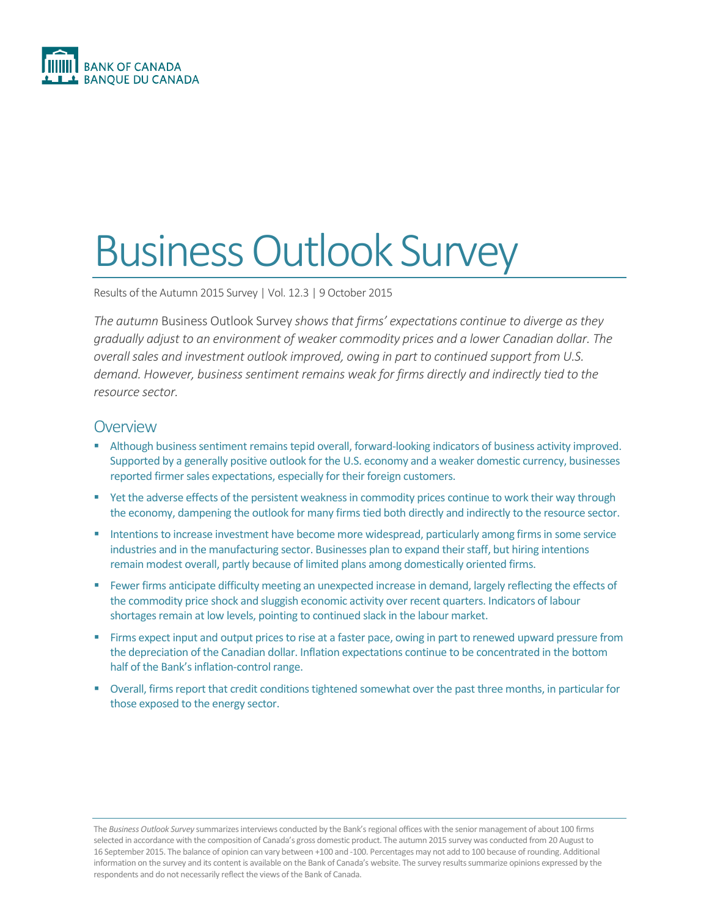BANK OF CANADA
BANQUE DU CANADA

# Business Outlook Survey

Results of the Autumn 2015 Survey | Vol. 12.3 | 9 October 2015

*The autumn* Business Outlook Survey *shows that firms' expectations continue to diverge as they gradually adjust to an environment of weaker commodity prices and a lower Canadian dollar. The overall sales and investment outlook improved, owing in part to continued support from U.S. demand. However, business sentiment remains weak for firms directly and indirectly tied to the resource sector.*

## Overview

- Although business sentiment remains tepid overall, forward-looking indicators of business activity improved. Supported by a generally positive outlook for the U.S. economy and a weaker domestic currency, businesses reported firmer sales expectations, especially for their foreign customers.
- Yet the adverse effects of the persistent weakness in commodity prices continue to work their way through the economy, dampening the outlook for many firms tied both directly and indirectly to the resource sector.
- Intentions to increase investment have become more widespread, particularly among firms in some service industries and in the manufacturing sector. Businesses plan to expand their staff, but hiring intentions remain modest overall, partly because of limited plans among domestically oriented firms.
- Fewer firms anticipate difficulty meeting an unexpected increase in demand, largely reflecting the effects of the commodity price shock and sluggish economic activity over recent quarters. Indicators of labour shortages remain at low levels, pointing to continued slack in the labour market.
- Firms expect input and output prices to rise at a faster pace, owing in part to renewed upward pressure from the depreciation of the Canadian dollar. Inflation expectations continue to be concentrated in the bottom half of the Bank's inflation-control range.
- Overall, firms report that credit conditions tightened somewhat over the past three months, in particular for those exposed to the energy sector.

The *Business Outlook Survey* summarizes interviews conducted by the Bank's regional offices with the senior management of about 100 firms selected in accordance with the composition of Canada's gross domestic product. The autumn 2015 survey was conducted from 20 August to 16 September 2015. The balance of opinion can vary between +100 and -100. Percentages may not add to 100 because of rounding. Additional information on the survey and its content is available on the Bank of Canada's website. The survey results summarize opinions expressed by the respondents and do not necessarily reflect the views of the Bank of Canada.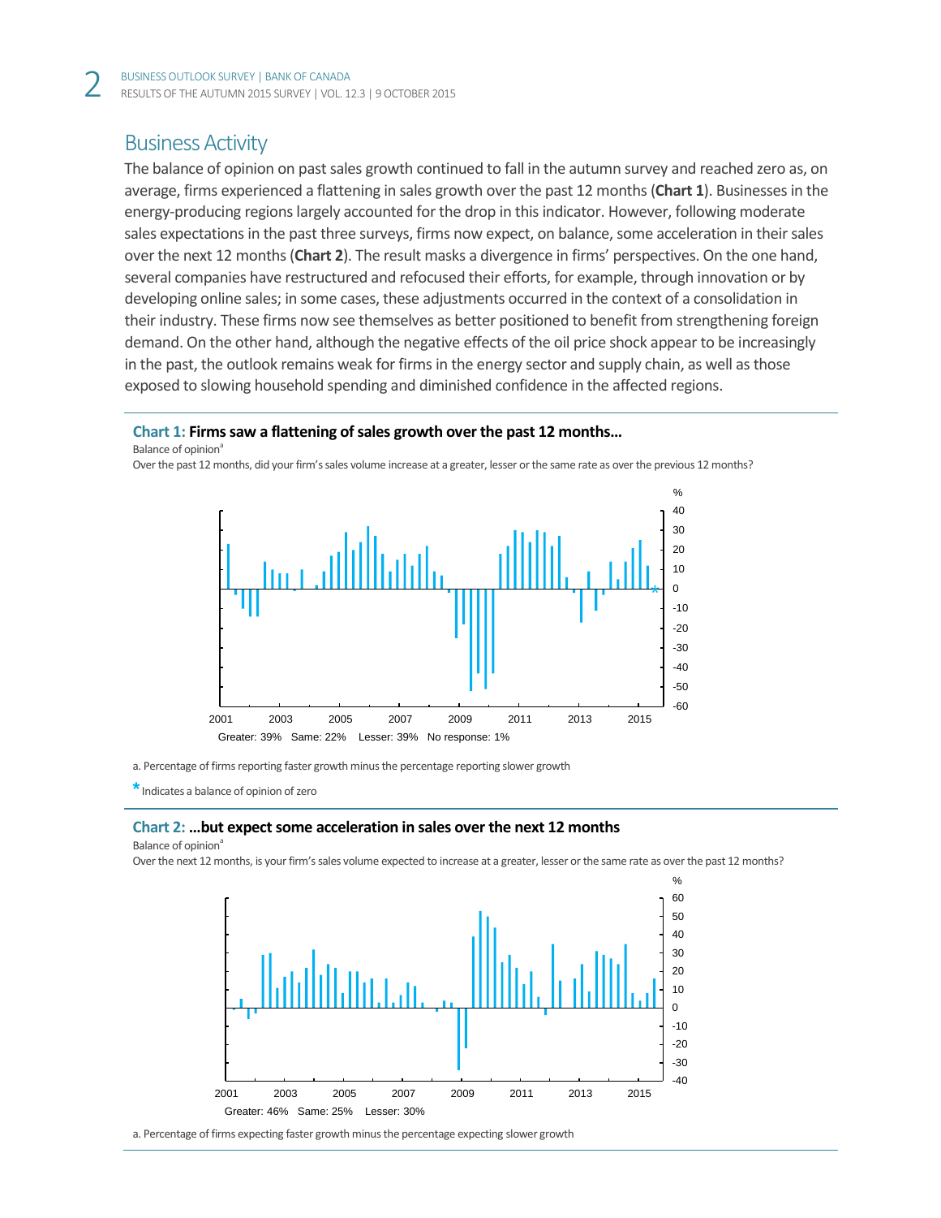## Business Activity

The balance of opinion on past sales growth continued to fall in the autumn survey and reached zero as, on average, firms experienced a flattening in sales growth over the past 12 months (**Chart 1**). Businesses in the energy-producing regions largely accounted for the drop in this indicator. However, following moderate sales expectations in the past three surveys, firms now expect, on balance, some acceleration in their sales over the next 12 months (**Chart 2**). The result masks a divergence in firms' perspectives. On the one hand, several companies have restructured and refocused their efforts, for example, through innovation or by developing online sales; in some cases, these adjustments occurred in the context of a consolidation in their industry. These firms now see themselves as better positioned to benefit from strengthening foreign demand. On the other hand, although the negative effects of the oil price shock appear to be increasingly in the past, the outlook remains weak for firms in the energy sector and supply chain, as well as those exposed to slowing household spending and diminished confidence in the affected regions.

**Chart 1: Firms saw a flattening of sales growth over the past 12 months...**

Balance of opinion[a]

Over the past 12 months, did your firm's sales volume increase at a greater, lesser or the same rate as over the previous 12 months?

Greater: 39% Same: 22% Lesser: 39% No response: 1%

a. Percentage of firms reporting faster growth minus the percentage reporting slower growth

* Indicates a balance of opinion of zero

**Chart 2: ...but expect some acceleration in sales over the next 12 months**

Balance of opinion[a]

Over the next 12 months, is your firm's sales volume expected to increase at a greater, lesser or the same rate as over the past 12 months?

Greater: 46% Same: 25% Lesser: 30%

a. Percentage of firms expecting faster growth minus the percentage expecting slower growth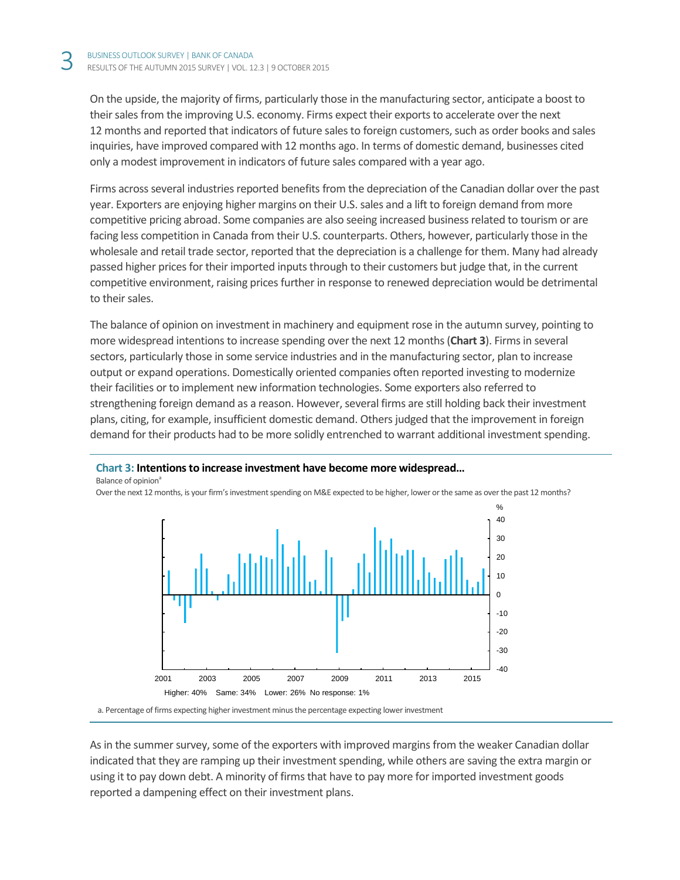On the upside, the majority of firms, particularly those in the manufacturing sector, anticipate a boost to their sales from the improving U.S. economy. Firms expect their exports to accelerate over the next 12 months and reported that indicators of future sales to foreign customers, such as order books and sales inquiries, have improved compared with 12 months ago. In terms of domestic demand, businesses cited only a modest improvement in indicators of future sales compared with a year ago.

Firms across several industries reported benefits from the depreciation of the Canadian dollar over the past year. Exporters are enjoying higher margins on their U.S. sales and a lift to foreign demand from more competitive pricing abroad. Some companies are also seeing increased business related to tourism or are facing less competition in Canada from their U.S. counterparts. Others, however, particularly those in the wholesale and retail trade sector, reported that the depreciation is a challenge for them. Many had already passed higher prices for their imported inputs through to their customers but judge that, in the current competitive environment, raising prices further in response to renewed depreciation would be detrimental to their sales.

The balance of opinion on investment in machinery and equipment rose in the autumn survey, pointing to more widespread intentions to increase spending over the next 12 months (**Chart 3**). Firms in several sectors, particularly those in some service industries and in the manufacturing sector, plan to increase output or expand operations. Domestically oriented companies often reported investing to modernize their facilities or to implement new information technologies. Some exporters also referred to strengthening foreign demand as a reason. However, several firms are still holding back their investment plans, citing, for example, insufficient domestic demand. Others judged that the improvement in foreign demand for their products had to be more solidly entrenched to warrant additional investment spending.

**Chart 3: Intentions to increase investment have become more widespread...**

Balance of opinion[a]

Over the next 12 months, is your firm's investment spending on M&E expected to be higher, lower or the same as over the past 12 months?

Higher: 40% Same: 34% Lower: 26% No response: 1%

a. Percentage of firms expecting higher investment minus the percentage expecting lower investment

As in the summer survey, some of the exporters with improved margins from the weaker Canadian dollar indicated that they are ramping up their investment spending, while others are saving the extra margin or using it to pay down debt. A minority of firms that have to pay more for imported investment goods reported a dampening effect on their investment plans.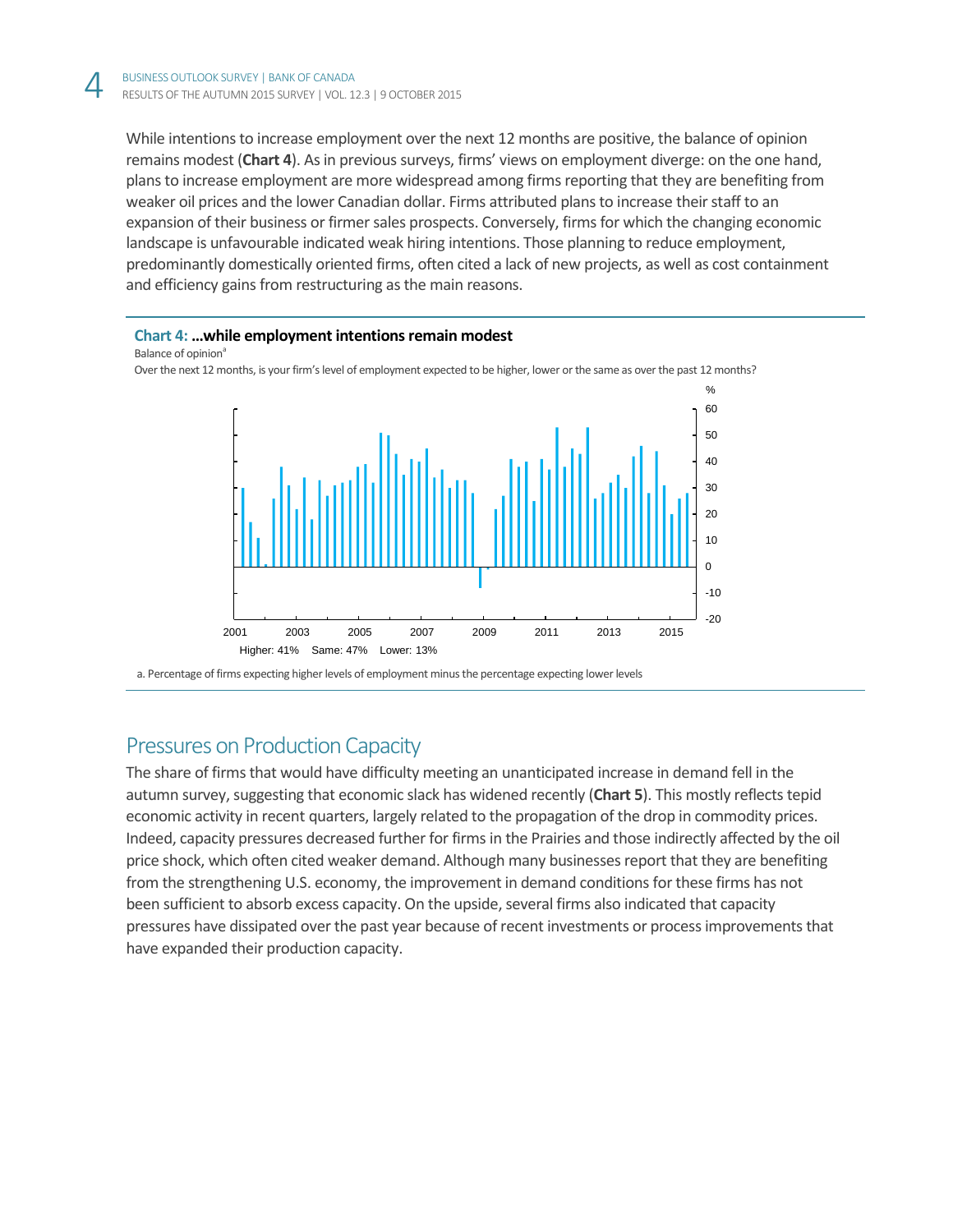While intentions to increase employment over the next 12 months are positive, the balance of opinion remains modest (**Chart 4**). As in previous surveys, firms' views on employment diverge: on the one hand, plans to increase employment are more widespread among firms reporting that they are benefiting from weaker oil prices and the lower Canadian dollar. Firms attributed plans to increase their staff to an expansion of their business or firmer sales prospects. Conversely, firms for which the changing economic landscape is unfavourable indicated weak hiring intentions. Those planning to reduce employment, predominantly domestically oriented firms, often cited a lack of new projects, as well as cost containment and efficiency gains from restructuring as the main reasons.

**Chart 4: ...while employment intentions remain modest**

Balance of opinion[a]

Over the next 12 months, is your firm's level of employment expected to be higher, lower or the same as over the past 12 months?

Higher: 41% Same: 47% Lower: 13%

a. Percentage of firms expecting higher levels of employment minus the percentage expecting lower levels

## Pressures on Production Capacity

The share of firms that would have difficulty meeting an unanticipated increase in demand fell in the autumn survey, suggesting that economic slack has widened recently (**Chart 5**). This mostly reflects tepid economic activity in recent quarters, largely related to the propagation of the drop in commodity prices. Indeed, capacity pressures decreased further for firms in the Prairies and those indirectly affected by the oil price shock, which often cited weaker demand. Although many businesses report that they are benefiting from the strengthening U.S. economy, the improvement in demand conditions for these firms has not been sufficient to absorb excess capacity. On the upside, several firms also indicated that capacity pressures have dissipated over the past year because of recent investments or process improvements that have expanded their production capacity.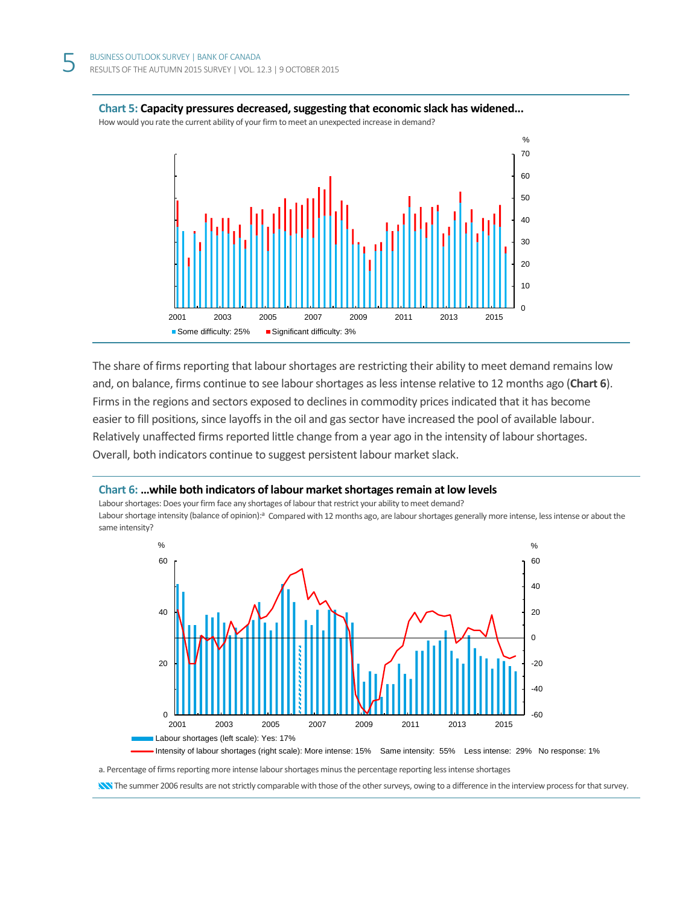**Chart 5: Capacity pressures decreased, suggesting that economic slack has widened...**

How would you rate the current ability of your firm to meet an unexpected increase in demand?

Some difficulty: 25%    Significant difficulty: 3%

The share of firms reporting that labour shortages are restricting their ability to meet demand remains low and, on balance, firms continue to see labour shortages as less intense relative to 12 months ago (**Chart 6**). Firms in the regions and sectors exposed to declines in commodity prices indicated that it has become easier to fill positions, since layoffs in the oil and gas sector have increased the pool of available labour. Relatively unaffected firms reported little change from a year ago in the intensity of labour shortages. Overall, both indicators continue to suggest persistent labour market slack.

**Chart 6: ...while both indicators of labour market shortages remain at low levels**

Labour shortages: Does your firm face any shortages of labour that restrict your ability to meet demand?

Labour shortage intensity (balance of opinion):[a] Compared with 12 months ago, are labour shortages generally more intense, less intense or about the same intensity?

Labour shortages (left scale): Yes: 17%

Intensity of labour shortages (right scale): More intense: 15%    Same intensity: 55%    Less intense: 29%    No response: 1%

a. Percentage of firms reporting more intense labour shortages minus the percentage reporting less intense shortages

The summer 2006 results are not strictly comparable with those of the other surveys, owing to a difference in the interview process for that survey.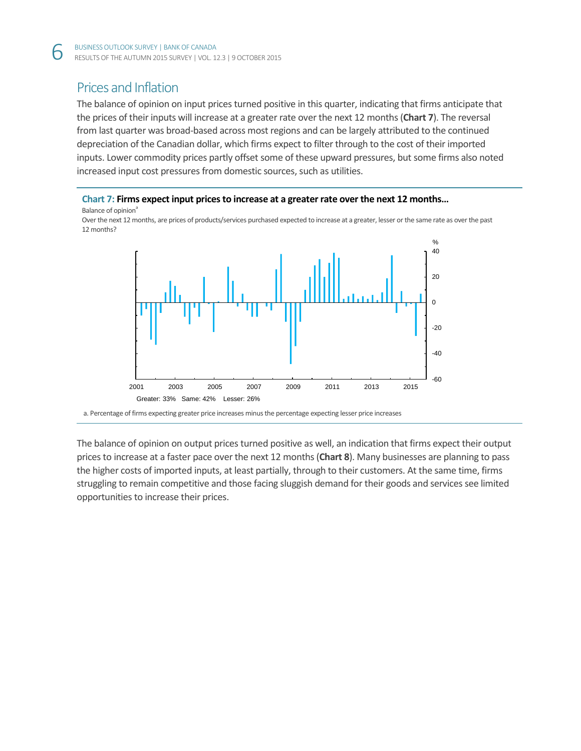## Prices and Inflation

The balance of opinion on input prices turned positive in this quarter, indicating that firms anticipate that the prices of their inputs will increase at a greater rate over the next 12 months (**Chart 7**). The reversal from last quarter was broad-based across most regions and can be largely attributed to the continued depreciation of the Canadian dollar, which firms expect to filter through to the cost of their imported inputs. Lower commodity prices partly offset some of these upward pressures, but some firms also noted increased input cost pressures from domestic sources, such as utilities.

**Chart 7: Firms expect input prices to increase at a greater rate over the next 12 months...**

Balance of opinion[a]

Over the next 12 months, are prices of products/services purchased expected to increase at a greater, lesser or the same rate as over the past 12 months?

Greater: 33%   Same: 42%   Lesser: 26%

a. Percentage of firms expecting greater price increases minus the percentage expecting lesser price increases

The balance of opinion on output prices turned positive as well, an indication that firms expect their output prices to increase at a faster pace over the next 12 months (**Chart 8**). Many businesses are planning to pass the higher costs of imported inputs, at least partially, through to their customers. At the same time, firms struggling to remain competitive and those facing sluggish demand for their goods and services see limited opportunities to increase their prices.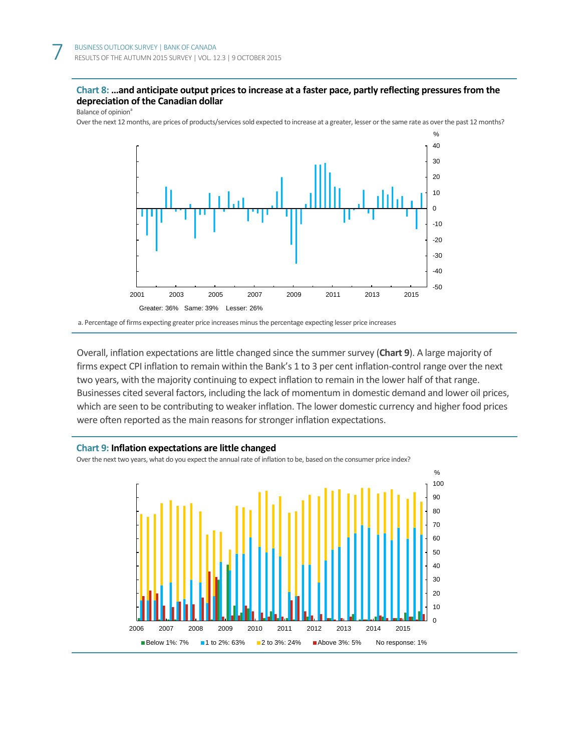**Chart 8: …and anticipate output prices to increase at a faster pace, partly reflecting pressures from the depreciation of the Canadian dollar**

Balance of opinion[a]

Over the next 12 months, are prices of products/services sold expected to increase at a greater, lesser or the same rate as over the past 12 months?

Greater: 36% Same: 39% Lesser: 26%

a. Percentage of firms expecting greater price increases minus the percentage expecting lesser price increases

Overall, inflation expectations are little changed since the summer survey (**Chart 9**). A large majority of firms expect CPI inflation to remain within the Bank's 1 to 3 per cent inflation-control range over the next two years, with the majority continuing to expect inflation to remain in the lower half of that range. Businesses cited several factors, including the lack of momentum in domestic demand and lower oil prices, which are seen to be contributing to weaker inflation. The lower domestic currency and higher food prices were often reported as the main reasons for stronger inflation expectations.

**Chart 9: Inflation expectations are little changed**

Over the next two years, what do you expect the annual rate of inflation to be, based on the consumer price index?

Below 1%: 7% 1 to 2%: 63% 2 to 3%: 24% Above 3%: 5% No response: 1%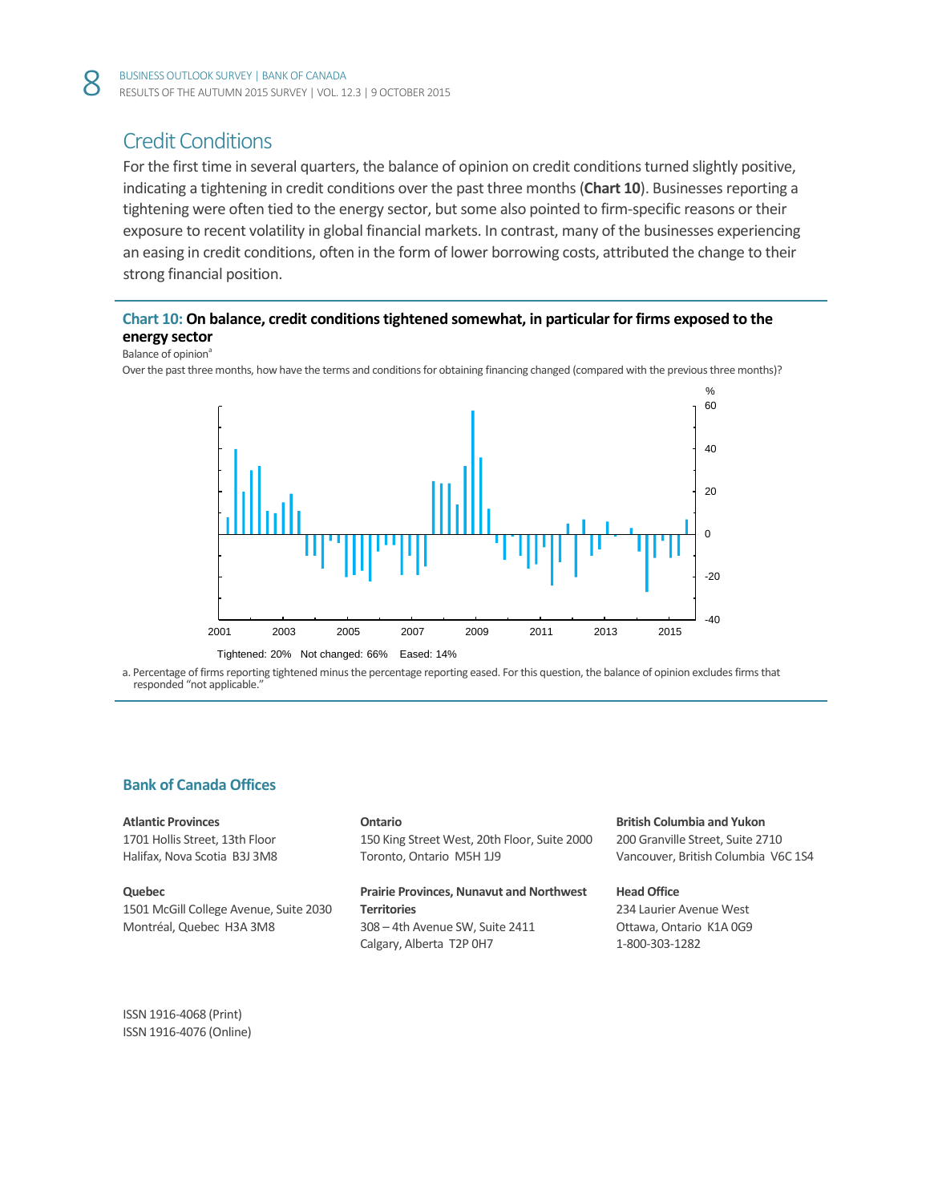## Credit Conditions

For the first time in several quarters, the balance of opinion on credit conditions turned slightly positive, indicating a tightening in credit conditions over the past three months (**Chart 10**). Businesses reporting a tightening were often tied to the energy sector, but some also pointed to firm-specific reasons or their exposure to recent volatility in global financial markets. In contrast, many of the businesses experiencing an easing in credit conditions, often in the form of lower borrowing costs, attributed the change to their strong financial position.

**Chart 10: On balance, credit conditions tightened somewhat, in particular for firms exposed to the energy sector**

Balance of opinion[a]

Over the past three months, how have the terms and conditions for obtaining financing changed (compared with the previous three months)?

%

60

40

20

0

-20

-40

2001 2003 2005 2007 2009 2011 2013 2015

Tightened: 20% Not changed: 66% Eased: 14%

a. Percentage of firms reporting tightened minus the percentage reporting eased. For this question, the balance of opinion excludes firms that responded "not applicable."

### Bank of Canada Offices

**Atlantic Provinces**
1701 Hollis Street, 13th Floor
Halifax, Nova Scotia B3J 3M8

**Quebec**
1501 McGill College Avenue, Suite 2030
Montréal, Quebec H3A 3M8

**Ontario**
150 King Street West, 20th Floor, Suite 2000
Toronto, Ontario M5H 1J9

**Prairie Provinces, Nunavut and Northwest Territories**
308 – 4th Avenue SW, Suite 2411
Calgary, Alberta T2P 0H7

**British Columbia and Yukon**
200 Granville Street, Suite 2710
Vancouver, British Columbia V6C 1S4

**Head Office**
234 Laurier Avenue West
Ottawa, Ontario K1A 0G9
1-800-303-1282

ISSN 1916-4068 (Print)
ISSN 1916-4076 (Online)